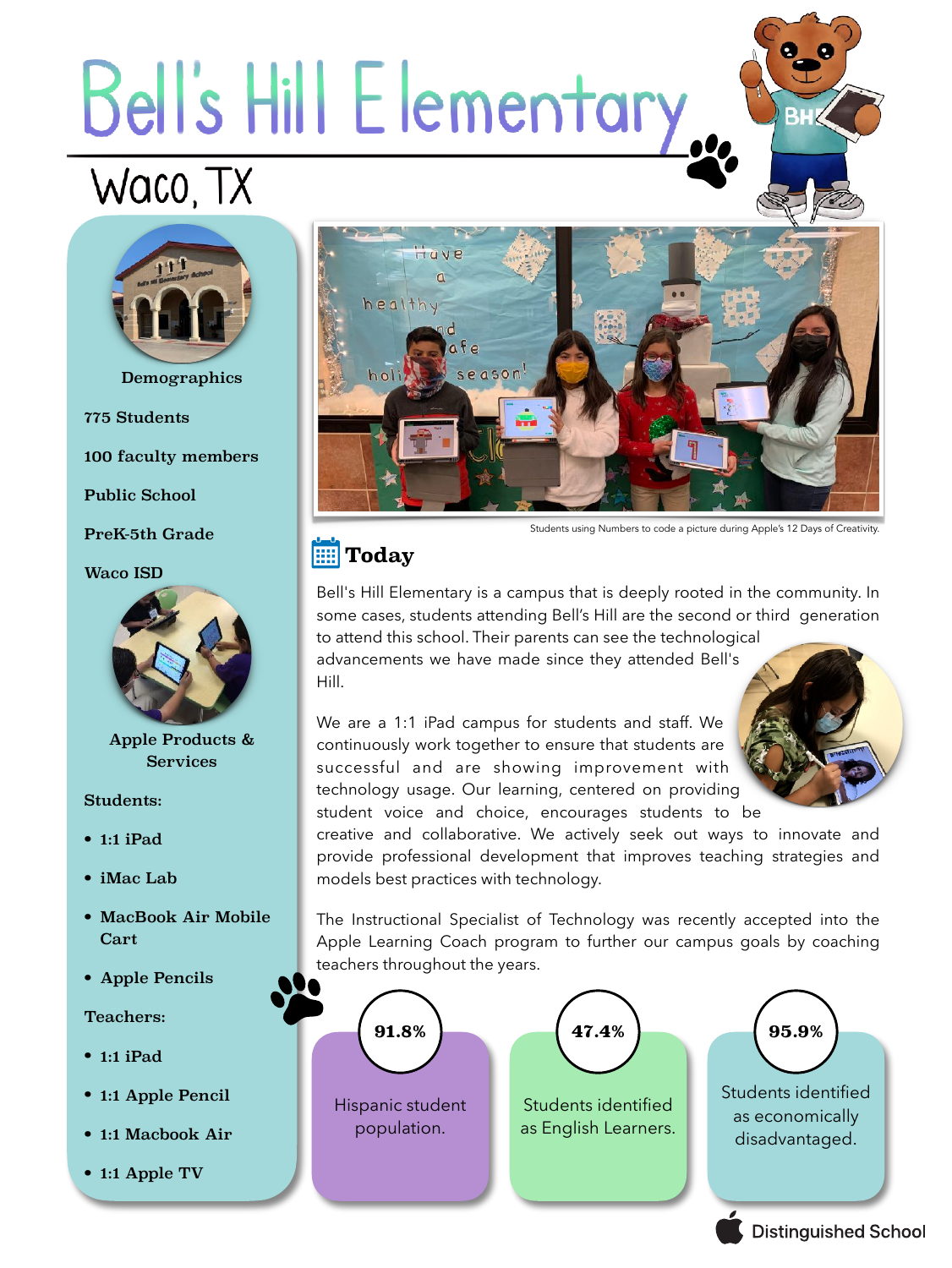# Bell's Hill Elementary

## Waco, TX

**Demographics**

**775 Students**

**100 faculty members**

**Public School**

**PreK-5th Grade**

**Waco ISD**

**Apple Products & Services**

**Students:**

- **1:1 iPad**
- **iMac Lab**
- **MacBook Air Mobile Cart**
- **Apple Pencils**

**Teachers:**

- **1:1 iPad**
- **1:1 Apple Pencil**
- **1:1 Macbook Air**
- **1:1 Apple TV**

Students using Numbers to code a picture during Apple's 12 Days of Creativity.

## Today

Bell's Hill Elementary is a campus that is deeply rooted in the community. In some cases, students attending Bell's Hill are the second or third generation to attend this school. Their parents can see the technological advancements we have made since they attended Bell's Hill.

We are a 1:1 iPad campus for students and staff. We continuously work together to ensure that students are successful and are showing improvement with technology usage. Our learning, centered on providing student voice and choice, encourages students to be creative and collaborative. We actively seek out ways to innovate and provide professional development that improves teaching strategies and models best practices with technology.

The Instructional Specialist of Technology was recently accepted into the Apple Learning Coach program to further our campus goals by coaching teachers throughout the years.

**91.8%** Hispanic student population.

**47.4%** Students identified as English Learners.

**95.9%** Students identified as economically disadvantaged.

Distinguished School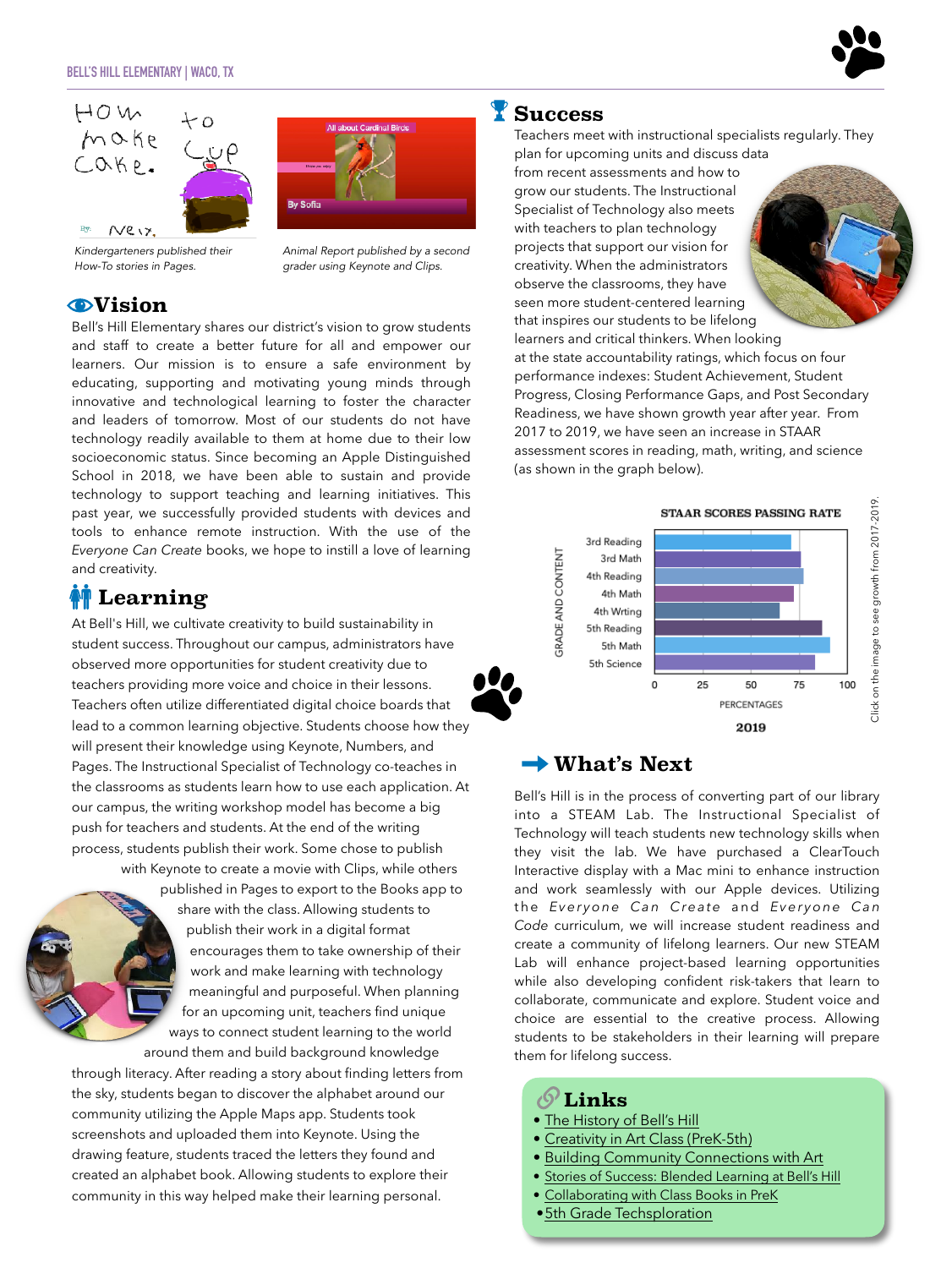Kindergarteners published their How-To stories in Pages.

Animal Report published by a second grader using Keynote and Clips.

## Vision

Bell's Hill Elementary shares our district's vision to grow students and staff to create a better future for all and empower our learners. Our mission is to ensure a safe environment by educating, supporting and motivating young minds through innovative and technological learning to foster the character and leaders of tomorrow. Most of our students do not have technology readily available to them at home due to their low socioeconomic status. Since becoming an Apple Distinguished School in 2018, we have been able to sustain and provide technology to support teaching and learning initiatives. This past year, we successfully provided students with devices and tools to enhance remote instruction. With the use of the *Everyone Can Create* books, we hope to instill a love of learning and creativity.

## Learning

At Bell's Hill, we cultivate creativity to build sustainability in student success. Throughout our campus, administrators have observed more opportunities for student creativity due to teachers providing more voice and choice in their lessons. Teachers often utilize differentiated digital choice boards that lead to a common learning objective. Students choose how they will present their knowledge using Keynote, Numbers, and Pages. The Instructional Specialist of Technology co-teaches in the classrooms as students learn how to use each application. At our campus, the writing workshop model has become a big push for teachers and students. At the end of the writing process, students publish their work. Some chose to publish with Keynote to create a movie with Clips, while others published in Pages to export to the Books app to share with the class. Allowing students to publish their work in a digital format encourages them to take ownership of their work and make learning with technology meaningful and purposeful. When planning for an upcoming unit, teachers find unique ways to connect student learning to the world around them and build background knowledge through literacy. After reading a story about finding letters from the sky, students began to discover the alphabet around our community utilizing the Apple Maps app. Students took screenshots and uploaded them into Keynote. Using the drawing feature, students traced the letters they found and created an alphabet book. Allowing students to explore their community in this way helped make their learning personal.

## Success

Teachers meet with instructional specialists regularly. They plan for upcoming units and discuss data from recent assessments and how to grow our students. The Instructional Specialist of Technology also meets with teachers to plan technology projects that support our vision for creativity. When the administrators observe the classrooms, they have seen more student-centered learning that inspires our students to be lifelong learners and critical thinkers. When looking at the state accountability ratings, which focus on four performance indexes: Student Achievement, Student Progress, Closing Performance Gaps, and Post Secondary Readiness, we have shown growth year after year. From 2017 to 2019, we have seen an increase in STAAR assessment scores in reading, math, writing, and science (as shown in the graph below).

STAAR SCORES PASSING RATE

GRADE AND CONTENT

3rd Reading
3rd Math
4th Reading
4th Math
4th Wrting
5th Reading
5th Math
5th Science

0 25 50 75 100

PERCENTAGES

2019

Click on the image to see growth from 2017-2019.

## What's Next

Bell's Hill is in the process of converting part of our library into a STEAM Lab. The Instructional Specialist of Technology will teach students new technology skills when they visit the lab. We have purchased a ClearTouch Interactive display with a Mac mini to enhance instruction and work seamlessly with our Apple devices. Utilizing the *Everyone Can Create* and *Everyone Can Code* curriculum, we will increase student readiness and create a community of lifelong learners. Our new STEAM Lab will enhance project-based learning opportunities while also developing confident risk-takers that learn to collaborate, communicate and explore. Student voice and choice are essential to the creative process. Allowing students to be stakeholders in their learning will prepare them for lifelong success.

## Links

- The History of Bell's Hill
- Creativity in Art Class (PreK-5th)
- Building Community Connections with Art
- Stories of Success: Blended Learning at Bell's Hill
- Collaborating with Class Books in PreK
- 5th Grade Techsploration